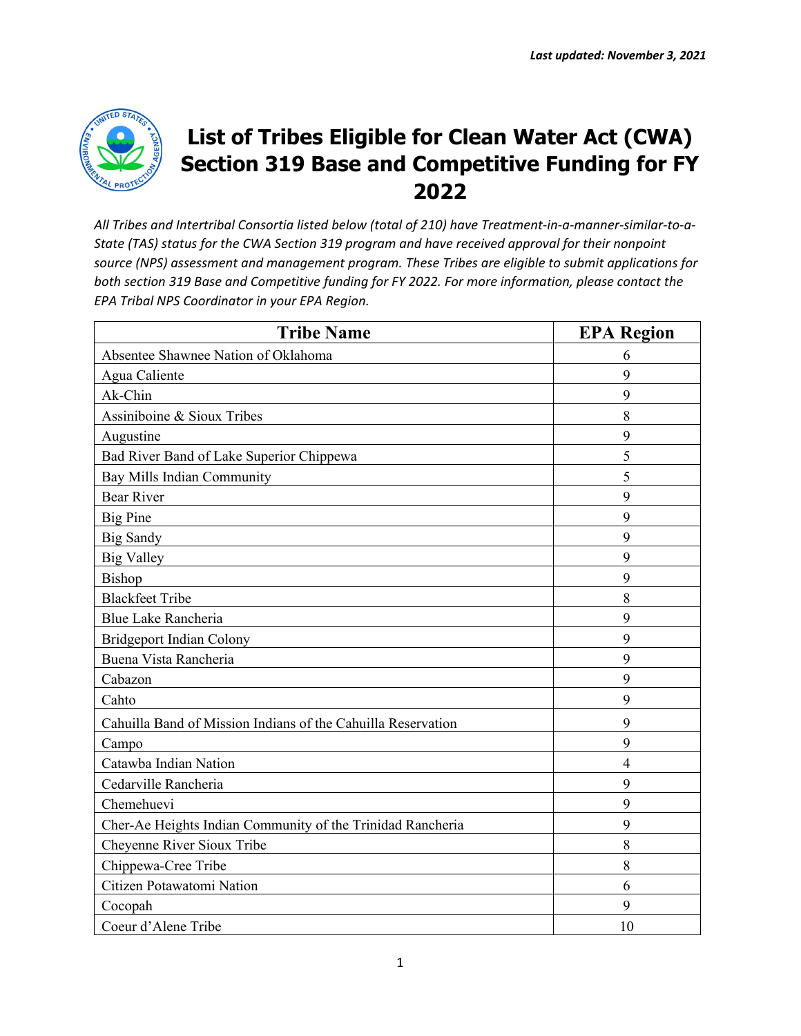*Last updated: November 3, 2021*

# List of Tribes Eligible for Clean Water Act (CWA) Section 319 Base and Competitive Funding for FY 2022

*All Tribes and Intertribal Consortia listed below (total of 210) have Treatment-in-a-manner-similar-to-a-State (TAS) status for the CWA Section 319 program and have received approval for their nonpoint source (NPS) assessment and management program. These Tribes are eligible to submit applications for both section 319 Base and Competitive funding for FY 2022. For more information, please contact the EPA Tribal NPS Coordinator in your EPA Region.*

| Tribe Name | EPA Region |
|---|---|
| Absentee Shawnee Nation of Oklahoma | 6 |
| Agua Caliente | 9 |
| Ak-Chin | 9 |
| Assiniboine & Sioux Tribes | 8 |
| Augustine | 9 |
| Bad River Band of Lake Superior Chippewa | 5 |
| Bay Mills Indian Community | 5 |
| Bear River | 9 |
| Big Pine | 9 |
| Big Sandy | 9 |
| Big Valley | 9 |
| Bishop | 9 |
| Blackfeet Tribe | 8 |
| Blue Lake Rancheria | 9 |
| Bridgeport Indian Colony | 9 |
| Buena Vista Rancheria | 9 |
| Cabazon | 9 |
| Cahto | 9 |
| Cahuilla Band of Mission Indians of the Cahuilla Reservation | 9 |
| Campo | 9 |
| Catawba Indian Nation | 4 |
| Cedarville Rancheria | 9 |
| Chemehuevi | 9 |
| Cher-Ae Heights Indian Community of the Trinidad Rancheria | 9 |
| Cheyenne River Sioux Tribe | 8 |
| Chippewa-Cree Tribe | 8 |
| Citizen Potawatomi Nation | 6 |
| Cocopah | 9 |
| Coeur d'Alene Tribe | 10 |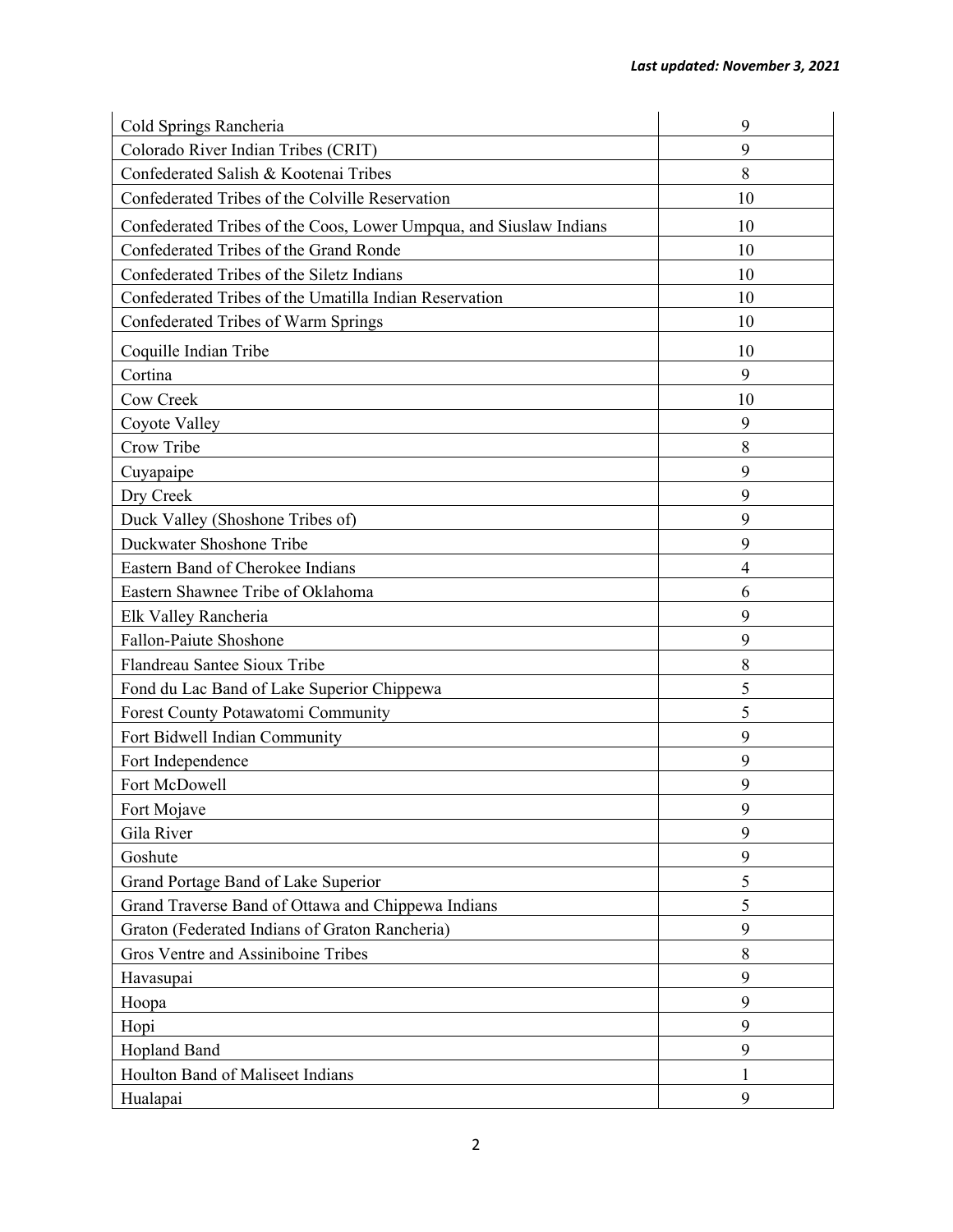| Cold Springs Rancheria | 9 |
|---|---|
| Colorado River Indian Tribes (CRIT) | 9 |
| Confederated Salish & Kootenai Tribes | 8 |
| Confederated Tribes of the Colville Reservation | 10 |
| Confederated Tribes of the Coos, Lower Umpqua, and Siuslaw Indians | 10 |
| Confederated Tribes of the Grand Ronde | 10 |
| Confederated Tribes of the Siletz Indians | 10 |
| Confederated Tribes of the Umatilla Indian Reservation | 10 |
| Confederated Tribes of Warm Springs | 10 |
| Coquille Indian Tribe | 10 |
| Cortina | 9 |
| Cow Creek | 10 |
| Coyote Valley | 9 |
| Crow Tribe | 8 |
| Cuyapaipe | 9 |
| Dry Creek | 9 |
| Duck Valley (Shoshone Tribes of) | 9 |
| Duckwater Shoshone Tribe | 9 |
| Eastern Band of Cherokee Indians | 4 |
| Eastern Shawnee Tribe of Oklahoma | 6 |
| Elk Valley Rancheria | 9 |
| Fallon-Paiute Shoshone | 9 |
| Flandreau Santee Sioux Tribe | 8 |
| Fond du Lac Band of Lake Superior Chippewa | 5 |
| Forest County Potawatomi Community | 5 |
| Fort Bidwell Indian Community | 9 |
| Fort Independence | 9 |
| Fort McDowell | 9 |
| Fort Mojave | 9 |
| Gila River | 9 |
| Goshute | 9 |
| Grand Portage Band of Lake Superior | 5 |
| Grand Traverse Band of Ottawa and Chippewa Indians | 5 |
| Graton (Federated Indians of Graton Rancheria) | 9 |
| Gros Ventre and Assiniboine Tribes | 8 |
| Havasupai | 9 |
| Hoopa | 9 |
| Hopi | 9 |
| Hopland Band | 9 |
| Houlton Band of Maliseet Indians | 1 |
| Hualapai | 9 |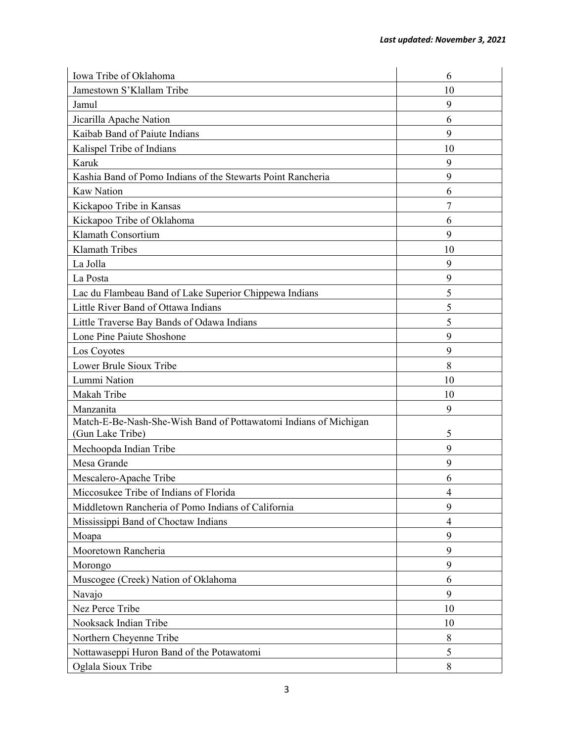*Last updated: November 3, 2021*

| | |
|---|---|
| Iowa Tribe of Oklahoma | 6 |
| Jamestown S'Klallam Tribe | 10 |
| Jamul | 9 |
| Jicarilla Apache Nation | 6 |
| Kaibab Band of Paiute Indians | 9 |
| Kalispel Tribe of Indians | 10 |
| Karuk | 9 |
| Kashia Band of Pomo Indians of the Stewarts Point Rancheria | 9 |
| Kaw Nation | 6 |
| Kickapoo Tribe in Kansas | 7 |
| Kickapoo Tribe of Oklahoma | 6 |
| Klamath Consortium | 9 |
| Klamath Tribes | 10 |
| La Jolla | 9 |
| La Posta | 9 |
| Lac du Flambeau Band of Lake Superior Chippewa Indians | 5 |
| Little River Band of Ottawa Indians | 5 |
| Little Traverse Bay Bands of Odawa Indians | 5 |
| Lone Pine Paiute Shoshone | 9 |
| Los Coyotes | 9 |
| Lower Brule Sioux Tribe | 8 |
| Lummi Nation | 10 |
| Makah Tribe | 10 |
| Manzanita | 9 |
| Match-E-Be-Nash-She-Wish Band of Pottawatomi Indians of Michigan (Gun Lake Tribe) | 5 |
| Mechoopda Indian Tribe | 9 |
| Mesa Grande | 9 |
| Mescalero-Apache Tribe | 6 |
| Miccosukee Tribe of Indians of Florida | 4 |
| Middletown Rancheria of Pomo Indians of California | 9 |
| Mississippi Band of Choctaw Indians | 4 |
| Moapa | 9 |
| Mooretown Rancheria | 9 |
| Morongo | 9 |
| Muscogee (Creek) Nation of Oklahoma | 6 |
| Navajo | 9 |
| Nez Perce Tribe | 10 |
| Nooksack Indian Tribe | 10 |
| Northern Cheyenne Tribe | 8 |
| Nottawaseppi Huron Band of the Potawatomi | 5 |
| Oglala Sioux Tribe | 8 |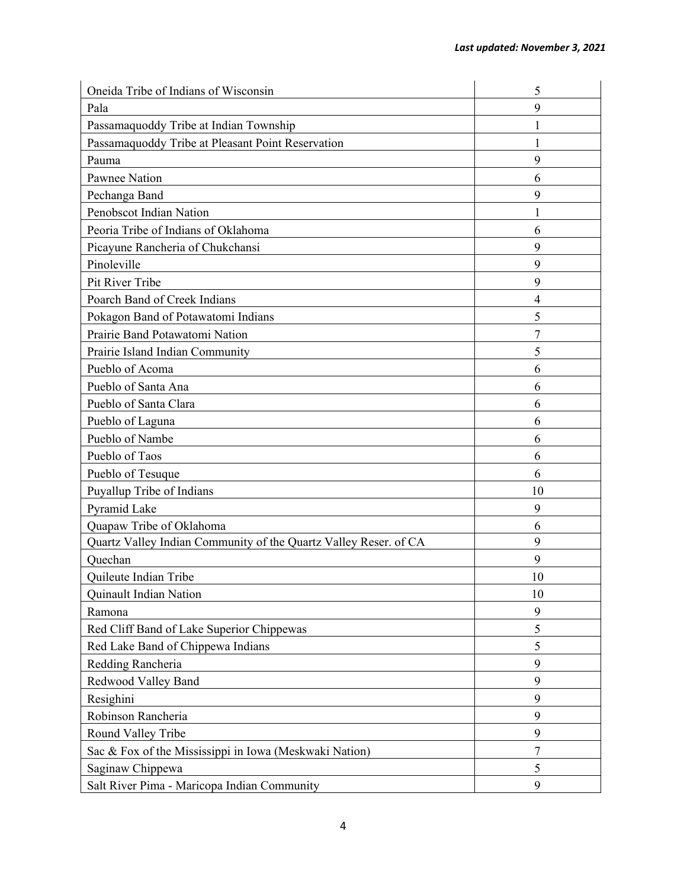| Oneida Tribe of Indians of Wisconsin | 5 |
| --- | --- |
| Pala | 9 |
| Passamaquoddy Tribe at Indian Township | 1 |
| Passamaquoddy Tribe at Pleasant Point Reservation | 1 |
| Pauma | 9 |
| Pawnee Nation | 6 |
| Pechanga Band | 9 |
| Penobscot Indian Nation | 1 |
| Peoria Tribe of Indians of Oklahoma | 6 |
| Picayune Rancheria of Chukchansi | 9 |
| Pinoleville | 9 |
| Pit River Tribe | 9 |
| Poarch Band of Creek Indians | 4 |
| Pokagon Band of Potawatomi Indians | 5 |
| Prairie Band Potawatomi Nation | 7 |
| Prairie Island Indian Community | 5 |
| Pueblo of Acoma | 6 |
| Pueblo of Santa Ana | 6 |
| Pueblo of Santa Clara | 6 |
| Pueblo of Laguna | 6 |
| Pueblo of Nambe | 6 |
| Pueblo of Taos | 6 |
| Pueblo of Tesuque | 6 |
| Puyallup Tribe of Indians | 10 |
| Pyramid Lake | 9 |
| Quapaw Tribe of Oklahoma | 6 |
| Quartz Valley Indian Community of the Quartz Valley Reser. of CA | 9 |
| Quechan | 9 |
| Quileute Indian Tribe | 10 |
| Quinault Indian Nation | 10 |
| Ramona | 9 |
| Red Cliff Band of Lake Superior Chippewas | 5 |
| Red Lake Band of Chippewa Indians | 5 |
| Redding Rancheria | 9 |
| Redwood Valley Band | 9 |
| Resighini | 9 |
| Robinson Rancheria | 9 |
| Round Valley Tribe | 9 |
| Sac & Fox of the Mississippi in Iowa (Meskwaki Nation) | 7 |
| Saginaw Chippewa | 5 |
| Salt River Pima - Maricopa Indian Community | 9 |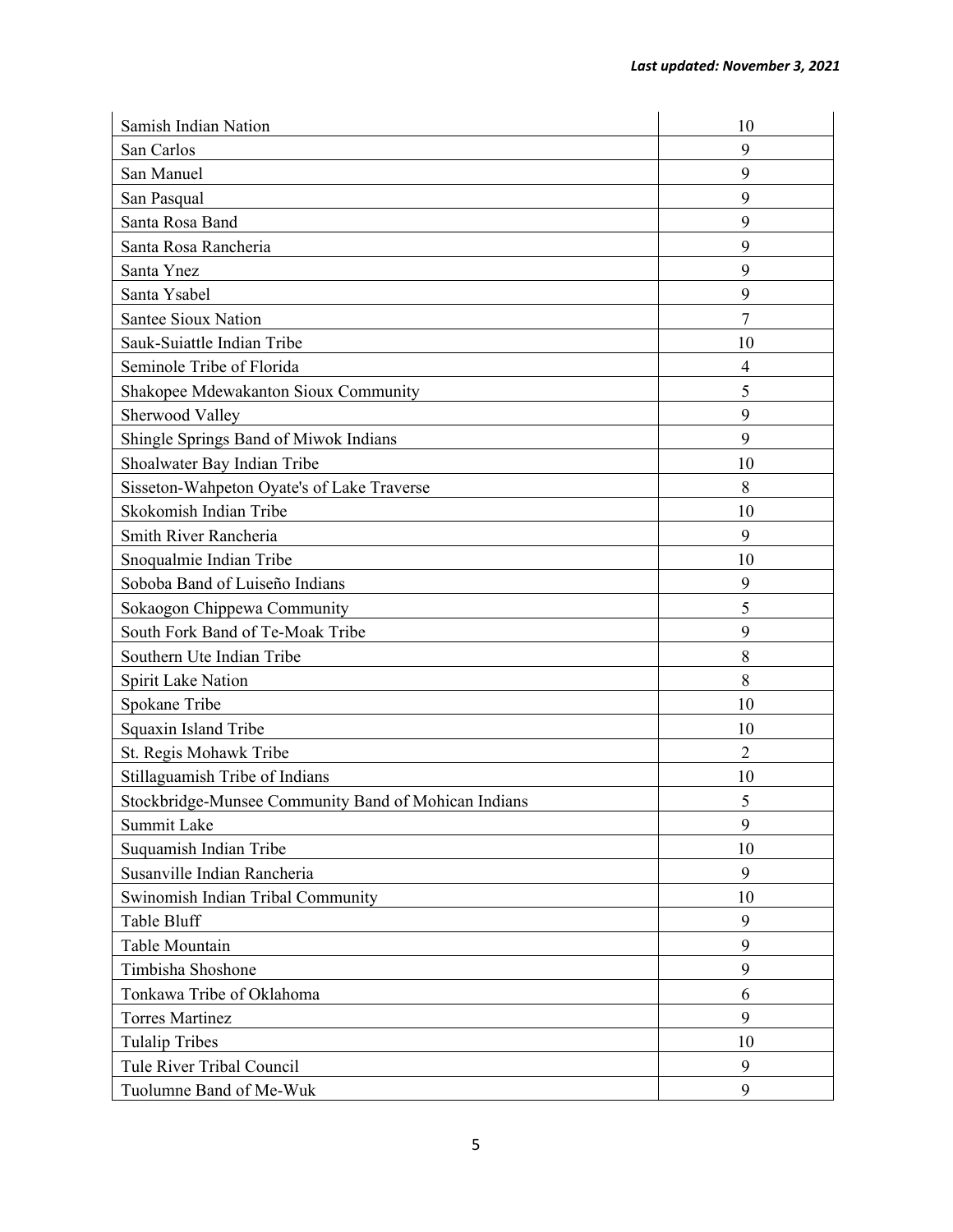| Samish Indian Nation | 10 |
|---|---|
| San Carlos | 9 |
| San Manuel | 9 |
| San Pasqual | 9 |
| Santa Rosa Band | 9 |
| Santa Rosa Rancheria | 9 |
| Santa Ynez | 9 |
| Santa Ysabel | 9 |
| Santee Sioux Nation | 7 |
| Sauk-Suiattle Indian Tribe | 10 |
| Seminole Tribe of Florida | 4 |
| Shakopee Mdewakanton Sioux Community | 5 |
| Sherwood Valley | 9 |
| Shingle Springs Band of Miwok Indians | 9 |
| Shoalwater Bay Indian Tribe | 10 |
| Sisseton-Wahpeton Oyate's of Lake Traverse | 8 |
| Skokomish Indian Tribe | 10 |
| Smith River Rancheria | 9 |
| Snoqualmie Indian Tribe | 10 |
| Soboba Band of Luiseño Indians | 9 |
| Sokaogon Chippewa Community | 5 |
| South Fork Band of Te-Moak Tribe | 9 |
| Southern Ute Indian Tribe | 8 |
| Spirit Lake Nation | 8 |
| Spokane Tribe | 10 |
| Squaxin Island Tribe | 10 |
| St. Regis Mohawk Tribe | 2 |
| Stillaguamish Tribe of Indians | 10 |
| Stockbridge-Munsee Community Band of Mohican Indians | 5 |
| Summit Lake | 9 |
| Suquamish Indian Tribe | 10 |
| Susanville Indian Rancheria | 9 |
| Swinomish Indian Tribal Community | 10 |
| Table Bluff | 9 |
| Table Mountain | 9 |
| Timbisha Shoshone | 9 |
| Tonkawa Tribe of Oklahoma | 6 |
| Torres Martinez | 9 |
| Tulalip Tribes | 10 |
| Tule River Tribal Council | 9 |
| Tuolumne Band of Me-Wuk | 9 |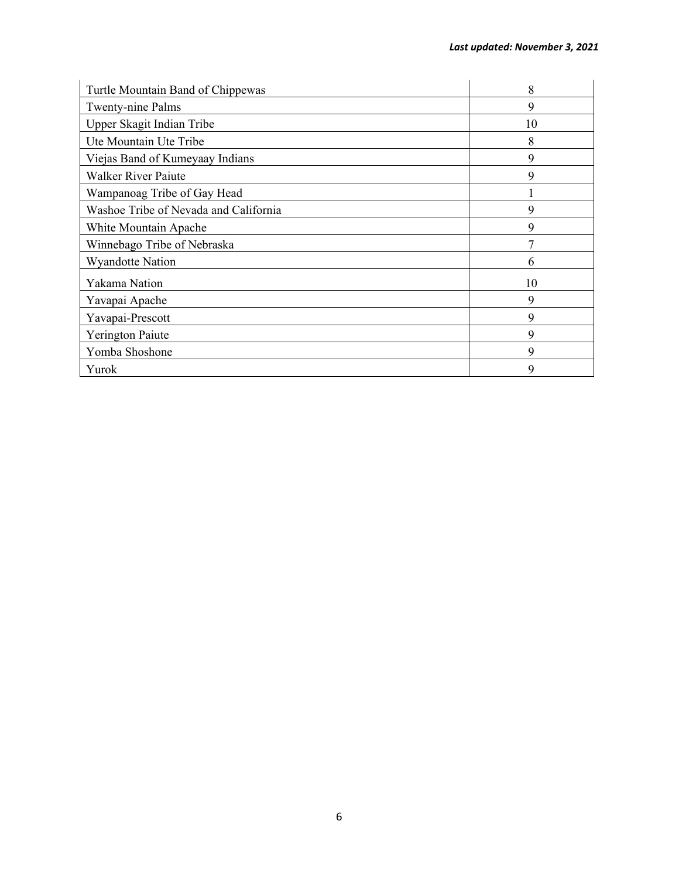| | |
|---|---|
| Turtle Mountain Band of Chippewas | 8 |
| Twenty-nine Palms | 9 |
| Upper Skagit Indian Tribe | 10 |
| Ute Mountain Ute Tribe | 8 |
| Viejas Band of Kumeyaay Indians | 9 |
| Walker River Paiute | 9 |
| Wampanoag Tribe of Gay Head | 1 |
| Washoe Tribe of Nevada and California | 9 |
| White Mountain Apache | 9 |
| Winnebago Tribe of Nebraska | 7 |
| Wyandotte Nation | 6 |
| Yakama Nation | 10 |
| Yavapai Apache | 9 |
| Yavapai-Prescott | 9 |
| Yerington Paiute | 9 |
| Yomba Shoshone | 9 |
| Yurok | 9 |